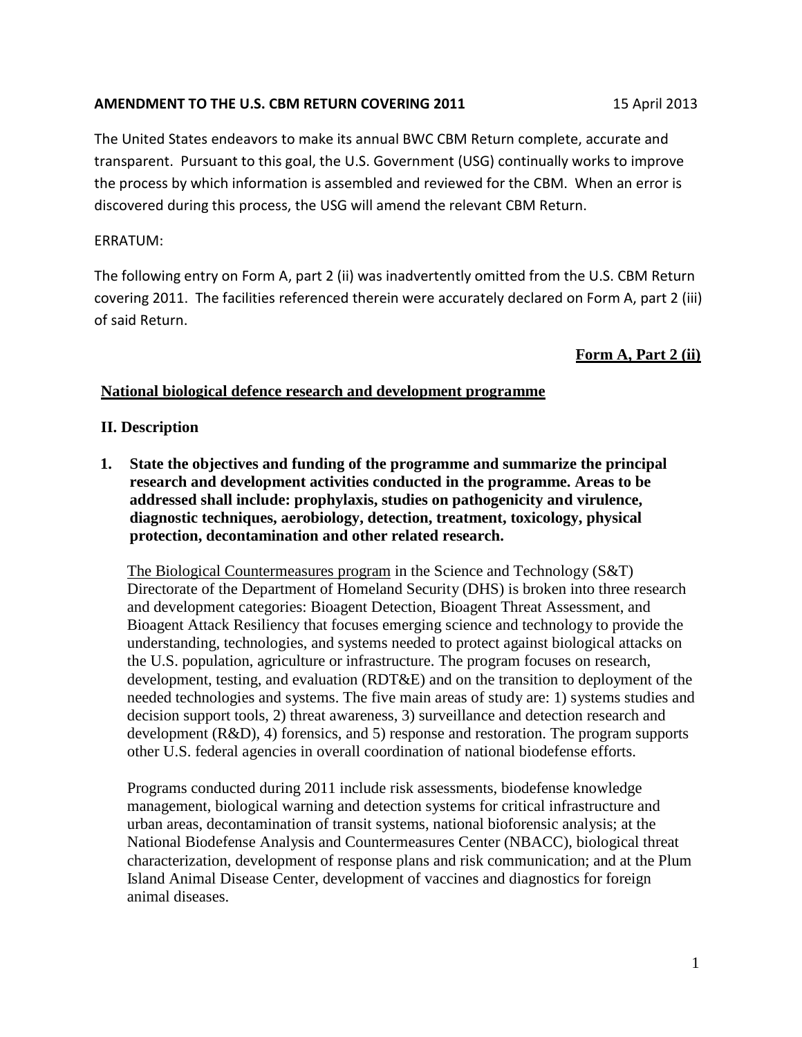**AMENDMENT TO THE U.S. CBM RETURN COVERING 2011** 15 April 2013

The United States endeavors to make its annual BWC CBM Return complete, accurate and transparent. Pursuant to this goal, the U.S. Government (USG) continually works to improve the process by which information is assembled and reviewed for the CBM. When an error is discovered during this process, the USG will amend the relevant CBM Return.

ERRATUM:

The following entry on Form A, part 2 (ii) was inadvertently omitted from the U.S. CBM Return covering 2011. The facilities referenced therein were accurately declared on Form A, part 2 (iii) of said Return.

**Form A, Part 2 (ii)**

## National biological defence research and development programme

### II. Description

1. **State the objectives and funding of the programme and summarize the principal research and development activities conducted in the programme. Areas to be addressed shall include: prophylaxis, studies on pathogenicity and virulence, diagnostic techniques, aerobiology, detection, treatment, toxicology, physical protection, decontamination and other related research.**

   The Biological Countermeasures program in the Science and Technology (S&T) Directorate of the Department of Homeland Security (DHS) is broken into three research and development categories: Bioagent Detection, Bioagent Threat Assessment, and Bioagent Attack Resiliency that focuses emerging science and technology to provide the understanding, technologies, and systems needed to protect against biological attacks on the U.S. population, agriculture or infrastructure. The program focuses on research, development, testing, and evaluation (RDT&E) and on the transition to deployment of the needed technologies and systems. The five main areas of study are: 1) systems studies and decision support tools, 2) threat awareness, 3) surveillance and detection research and development (R&D), 4) forensics, and 5) response and restoration. The program supports other U.S. federal agencies in overall coordination of national biodefense efforts.

   Programs conducted during 2011 include risk assessments, biodefense knowledge management, biological warning and detection systems for critical infrastructure and urban areas, decontamination of transit systems, national bioforensic analysis; at the National Biodefense Analysis and Countermeasures Center (NBACC), biological threat characterization, development of response plans and risk communication; and at the Plum Island Animal Disease Center, development of vaccines and diagnostics for foreign animal diseases.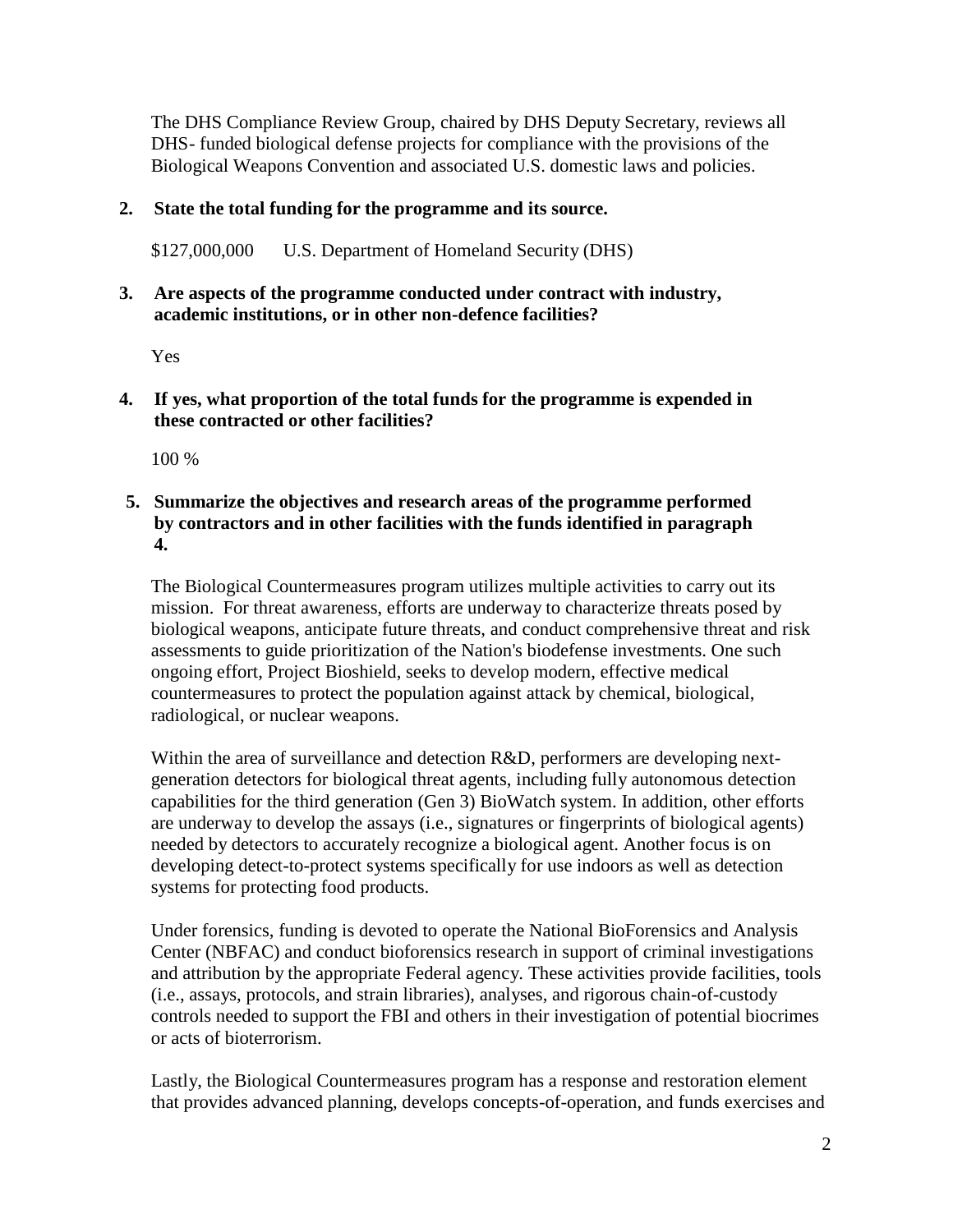The DHS Compliance Review Group, chaired by DHS Deputy Secretary, reviews all DHS- funded biological defense projects for compliance with the provisions of the Biological Weapons Convention and associated U.S. domestic laws and policies.

**2. State the total funding for the programme and its source.**

$127,000,000 U.S. Department of Homeland Security (DHS)

**3. Are aspects of the programme conducted under contract with industry, academic institutions, or in other non-defence facilities?**

Yes

**4. If yes, what proportion of the total funds for the programme is expended in these contracted or other facilities?**

100 %

**5. Summarize the objectives and research areas of the programme performed by contractors and in other facilities with the funds identified in paragraph 4.**

The Biological Countermeasures program utilizes multiple activities to carry out its mission. For threat awareness, efforts are underway to characterize threats posed by biological weapons, anticipate future threats, and conduct comprehensive threat and risk assessments to guide prioritization of the Nation's biodefense investments. One such ongoing effort, Project Bioshield, seeks to develop modern, effective medical countermeasures to protect the population against attack by chemical, biological, radiological, or nuclear weapons.

Within the area of surveillance and detection R&D, performers are developing next-generation detectors for biological threat agents, including fully autonomous detection capabilities for the third generation (Gen 3) BioWatch system. In addition, other efforts are underway to develop the assays (i.e., signatures or fingerprints of biological agents) needed by detectors to accurately recognize a biological agent. Another focus is on developing detect-to-protect systems specifically for use indoors as well as detection systems for protecting food products.

Under forensics, funding is devoted to operate the National BioForensics and Analysis Center (NBFAC) and conduct bioforensics research in support of criminal investigations and attribution by the appropriate Federal agency. These activities provide facilities, tools (i.e., assays, protocols, and strain libraries), analyses, and rigorous chain-of-custody controls needed to support the FBI and others in their investigation of potential biocrimes or acts of bioterrorism.

Lastly, the Biological Countermeasures program has a response and restoration element that provides advanced planning, develops concepts-of-operation, and funds exercises and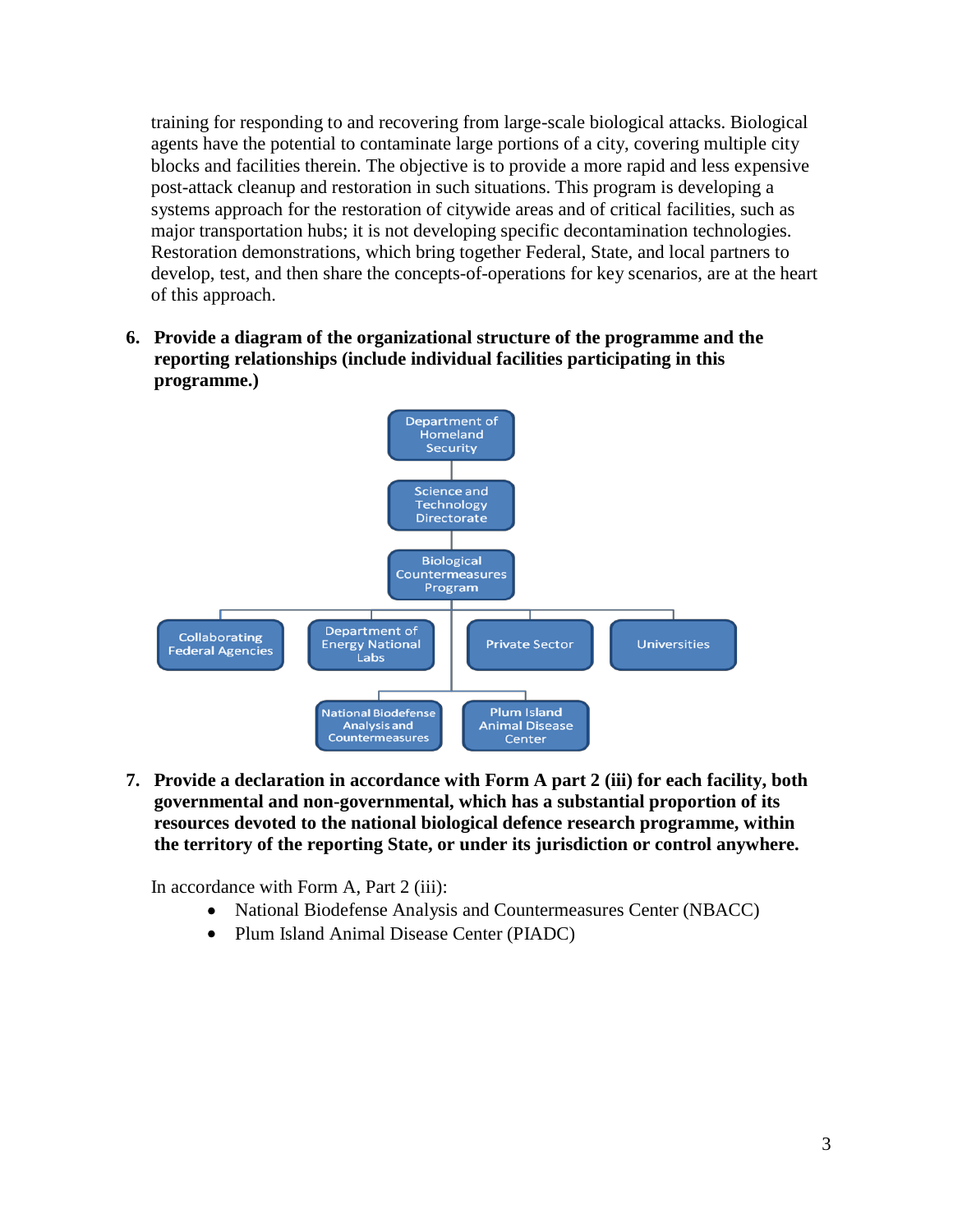training for responding to and recovering from large-scale biological attacks. Biological agents have the potential to contaminate large portions of a city, covering multiple city blocks and facilities therein. The objective is to provide a more rapid and less expensive post-attack cleanup and restoration in such situations. This program is developing a systems approach for the restoration of citywide areas and of critical facilities, such as major transportation hubs; it is not developing specific decontamination technologies. Restoration demonstrations, which bring together Federal, State, and local partners to develop, test, and then share the concepts-of-operations for key scenarios, are at the heart of this approach.

**6. Provide a diagram of the organizational structure of the programme and the reporting relationships (include individual facilities participating in this programme.)**

Department of Homeland Security

Science and Technology Directorate

Biological Countermeasures Program

Collaborating Federal Agencies

Department of Energy National Labs

Private Sector

Universities

National Biodefense Analysis and Countermeasures

Plum Island Animal Disease Center

**7. Provide a declaration in accordance with Form A part 2 (iii) for each facility, both governmental and non-governmental, which has a substantial proportion of its resources devoted to the national biological defence research programme, within the territory of the reporting State, or under its jurisdiction or control anywhere.**

In accordance with Form A, Part 2 (iii):

- National Biodefense Analysis and Countermeasures Center (NBACC)
- Plum Island Animal Disease Center (PIADC)